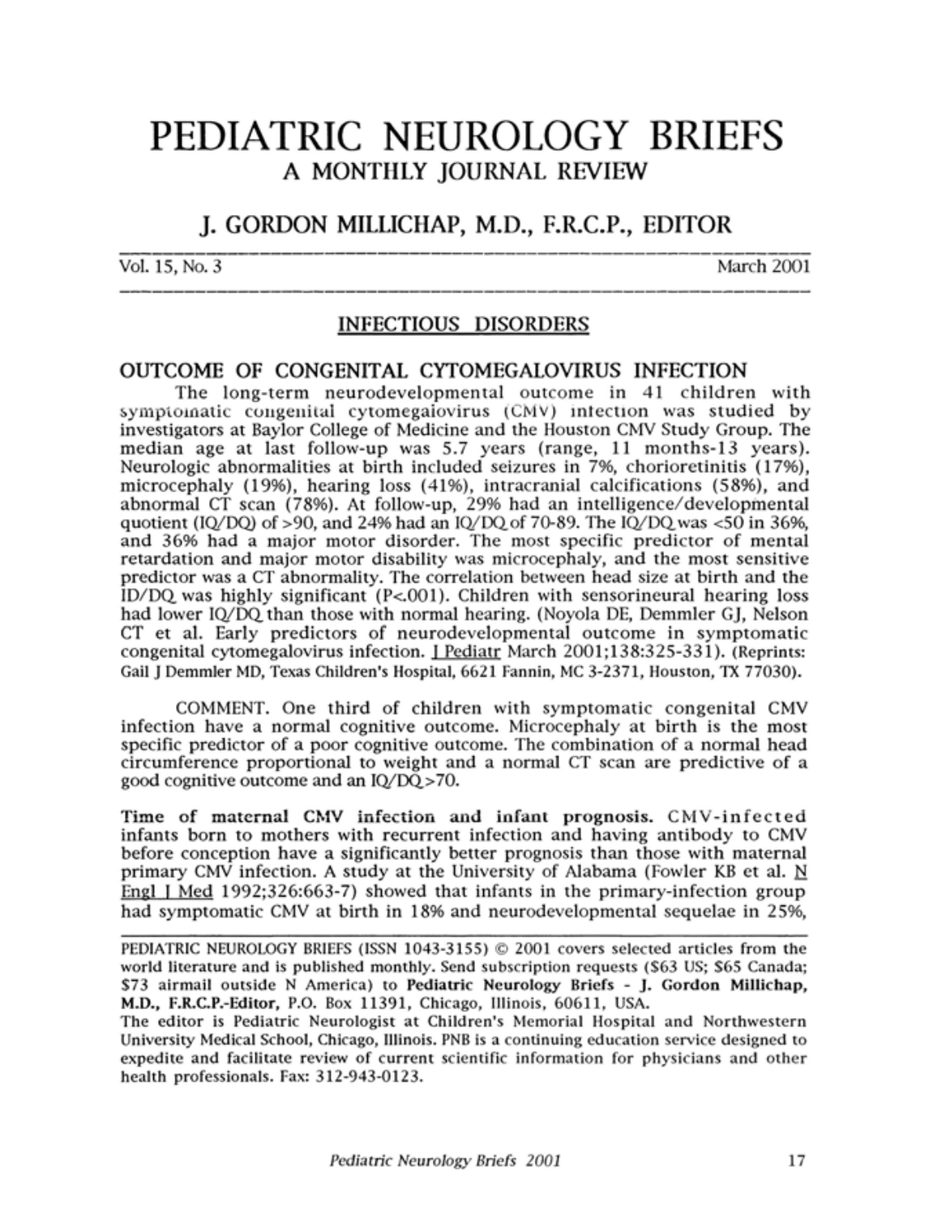# PEDIATRIC NEUROLOGY BRIEFS

## A MONTHLY JOURNAL REVIEW

### J. GORDON MILLICHAP, M.D., F.R.C.P., EDITOR

Vol. 15, No. 3 March 2001

## INFECTIOUS DISORDERS

### OUTCOME OF CONGENITAL CYTOMEGALOVIRUS INFECTION

The long-term neurodevelopmental outcome in 41 children with symptomatic congenital cytomegalovirus (CMV) infection was studied by investigators at Baylor College of Medicine and the Houston CMV Study Group. The median age at last follow-up was 5.7 years (range, 11 months-13 years). Neurologic abnormalities at birth included seizures in 7%, chorioretinitis (17%), microcephaly (19%), hearing loss (41%), intracranial calcifications (58%), and abnormal CT scan (78%). At follow-up, 29% had an intelligence/developmental quotient (IQ/DQ) of >90, and 24% had an IQ/DQ of 70-89. The IQ/DQ was <50 in 36%, and 36% had a major motor disorder. The most specific predictor of mental retardation and major motor disability was microcephaly, and the most sensitive predictor was a CT abnormality. The correlation between head size at birth and the ID/DQ was highly significant (P<.001). Children with sensorineural hearing loss had lower IQ/DQ than those with normal hearing. (Noyola DE, Demmler GJ, Nelson CT et al. Early predictors of neurodevelopmental outcome in symptomatic congenital cytomegalovirus infection. J Pediatr March 2001;138:325-331). (Reprints: Gail J Demmler MD, Texas Children's Hospital, 6621 Fannin, MC 3-2371, Houston, TX 77030).

COMMENT. One third of children with symptomatic congenital CMV infection have a normal cognitive outcome. Microcephaly at birth is the most specific predictor of a poor cognitive outcome. The combination of a normal head circumference proportional to weight and a normal CT scan are predictive of a good cognitive outcome and an IQ/DQ>70.

**Time of maternal CMV infection and infant prognosis.** CMV-infected infants born to mothers with recurrent infection and having antibody to CMV before conception have a significantly better prognosis than those with maternal primary CMV infection. A study at the University of Alabama (Fowler KB et al. N Engl J Med 1992;326:663-7) showed that infants in the primary-infection group had symptomatic CMV at birth in 18% and neurodevelopmental sequelae in 25%,

---

PEDIATRIC NEUROLOGY BRIEFS (ISSN 1043-3155) © 2001 covers selected articles from the world literature and is published monthly. Send subscription requests ($63 US; $65 Canada; $73 airmail outside N America) to **Pediatric Neurology Briefs - J. Gordon Millichap, M.D., F.R.C.P.-Editor,** P.O. Box 11391, Chicago, Illinois, 60611, USA.
The editor is Pediatric Neurologist at Children's Memorial Hospital and Northwestern University Medical School, Chicago, Illinois. PNB is a continuing education service designed to expedite and facilitate review of current scientific information for physicians and other health professionals. Fax: 312-943-0123.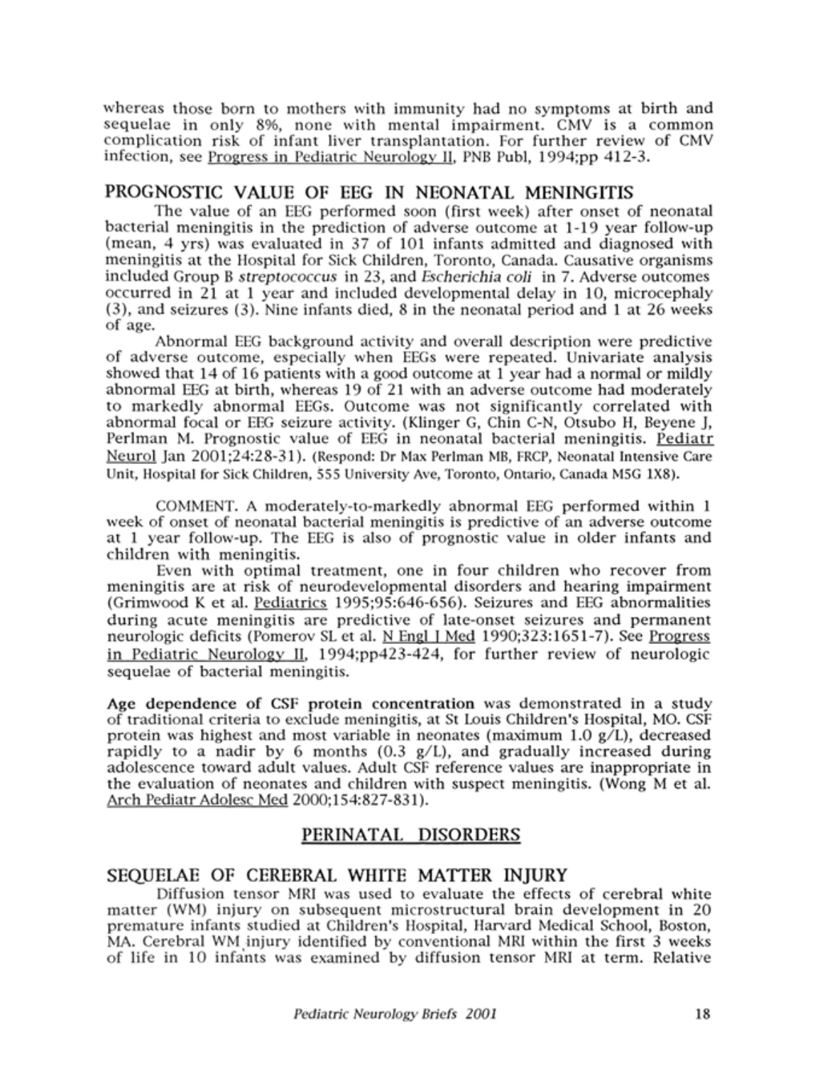whereas those born to mothers with immunity had no symptoms at birth and sequelae in only 8%, none with mental impairment. CMV is a common complication risk of infant liver transplantation. For further review of CMV infection, see Progress in Pediatric Neurology II, PNB Publ, 1994;pp 412-3.

## PROGNOSTIC VALUE OF EEG IN NEONATAL MENINGITIS

The value of an EEG performed soon (first week) after onset of neonatal bacterial meningitis in the prediction of adverse outcome at 1-19 year follow-up (mean, 4 yrs) was evaluated in 37 of 101 infants admitted and diagnosed with meningitis at the Hospital for Sick Children, Toronto, Canada. Causative organisms included Group B *streptococcus* in 23, and *Escherichia coli* in 7. Adverse outcomes occurred in 21 at 1 year and included developmental delay in 10, microcephaly (3), and seizures (3). Nine infants died, 8 in the neonatal period and 1 at 26 weeks of age.

Abnormal EEG background activity and overall description were predictive of adverse outcome, especially when EEGs were repeated. Univariate analysis showed that 14 of 16 patients with a good outcome at 1 year had a normal or mildly abnormal EEG at birth, whereas 19 of 21 with an adverse outcome had moderately to markedly abnormal EEGs. Outcome was not significantly correlated with abnormal focal or EEG seizure activity. (Klinger G, Chin C-N, Otsubo H, Beyene J, Perlman M. Prognostic value of EEG in neonatal bacterial meningitis. Pediatr Neurol Jan 2001;24:28-31). (Respond: Dr Max Perlman MB, FRCP, Neonatal Intensive Care Unit, Hospital for Sick Children, 555 University Ave, Toronto, Ontario, Canada M5G 1X8).

COMMENT. A moderately-to-markedly abnormal EEG performed within 1 week of onset of neonatal bacterial meningitis is predictive of an adverse outcome at 1 year follow-up. The EEG is also of prognostic value in older infants and children with meningitis.

Even with optimal treatment, one in four children who recover from meningitis are at risk of neurodevelopmental disorders and hearing impairment (Grimwood K et al. Pediatrics 1995;95:646-656). Seizures and EEG abnormalities during acute meningitis are predictive of late-onset seizures and permanent neurologic deficits (Pomerov SL et al. N Engl J Med 1990;323:1651-7). See Progress in Pediatric Neurology II, 1994;pp423-424, for further review of neurologic sequelae of bacterial meningitis.

**Age dependence of CSF protein concentration** was demonstrated in a study of traditional criteria to exclude meningitis, at St Louis Children's Hospital, MO. CSF protein was highest and most variable in neonates (maximum 1.0 g/L), decreased rapidly to a nadir by 6 months (0.3 g/L), and gradually increased during adolescence toward adult values. Adult CSF reference values are inappropriate in the evaluation of neonates and children with suspect meningitis. (Wong M et al. Arch Pediatr Adolesc Med 2000;154:827-831).

# PERINATAL DISORDERS

## SEQUELAE OF CEREBRAL WHITE MATTER INJURY

Diffusion tensor MRI was used to evaluate the effects of cerebral white matter (WM) injury on subsequent microstructural brain development in 20 premature infants studied at Children's Hospital, Harvard Medical School, Boston, MA. Cerebral WM injury identified by conventional MRI within the first 3 weeks of life in 10 infants was examined by diffusion tensor MRI at term. Relative